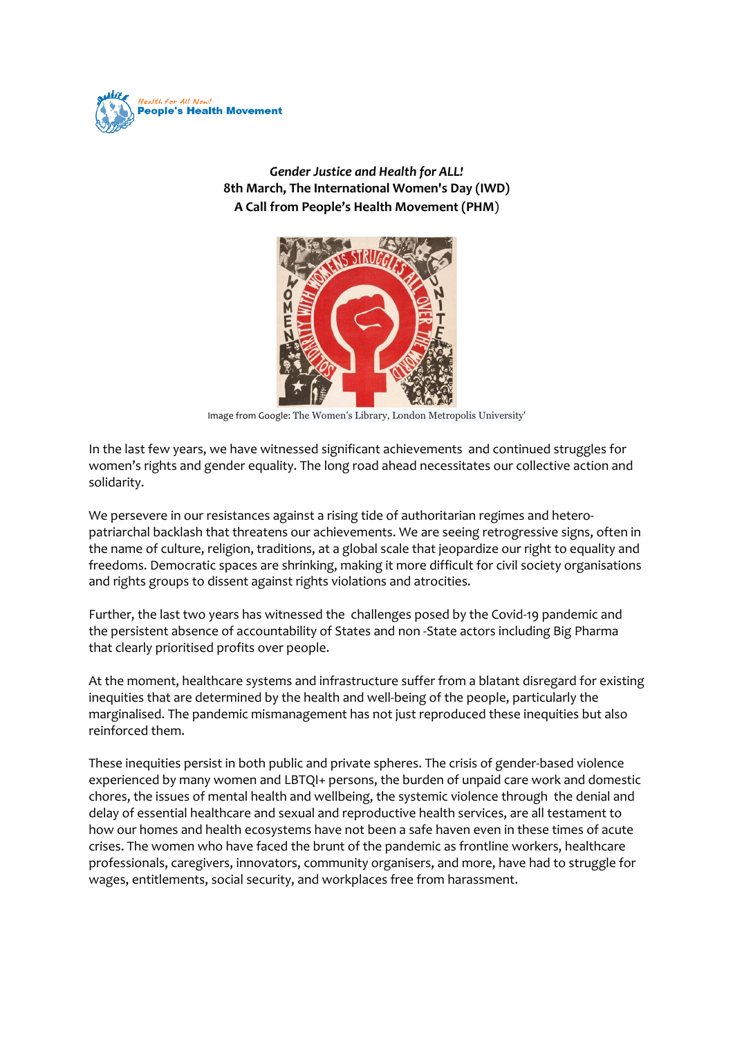Health for All Now!
**People's Health Movement**

***Gender Justice and Health for ALL!***
**8th March, The International Women's Day (IWD)**
**A Call from People's Health Movement (PHM)**

Image from Google: The Women's Library, London Metropolis University'

In the last few years, we have witnessed significant achievements and continued struggles for women's rights and gender equality. The long road ahead necessitates our collective action and solidarity.

We persevere in our resistances against a rising tide of authoritarian regimes and hetero-patriarchal backlash that threatens our achievements. We are seeing retrogressive signs, often in the name of culture, religion, traditions, at a global scale that jeopardize our right to equality and freedoms. Democratic spaces are shrinking, making it more difficult for civil society organisations and rights groups to dissent against rights violations and atrocities.

Further, the last two years has witnessed the challenges posed by the Covid-19 pandemic and the persistent absence of accountability of States and non -State actors including Big Pharma that clearly prioritised profits over people.

At the moment, healthcare systems and infrastructure suffer from a blatant disregard for existing inequities that are determined by the health and well-being of the people, particularly the marginalised. The pandemic mismanagement has not just reproduced these inequities but also reinforced them.

These inequities persist in both public and private spheres. The crisis of gender-based violence experienced by many women and LBTQI+ persons, the burden of unpaid care work and domestic chores, the issues of mental health and wellbeing, the systemic violence through the denial and delay of essential healthcare and sexual and reproductive health services, are all testament to how our homes and health ecosystems have not been a safe haven even in these times of acute crises. The women who have faced the brunt of the pandemic as frontline workers, healthcare professionals, caregivers, innovators, community organisers, and more, have had to struggle for wages, entitlements, social security, and workplaces free from harassment.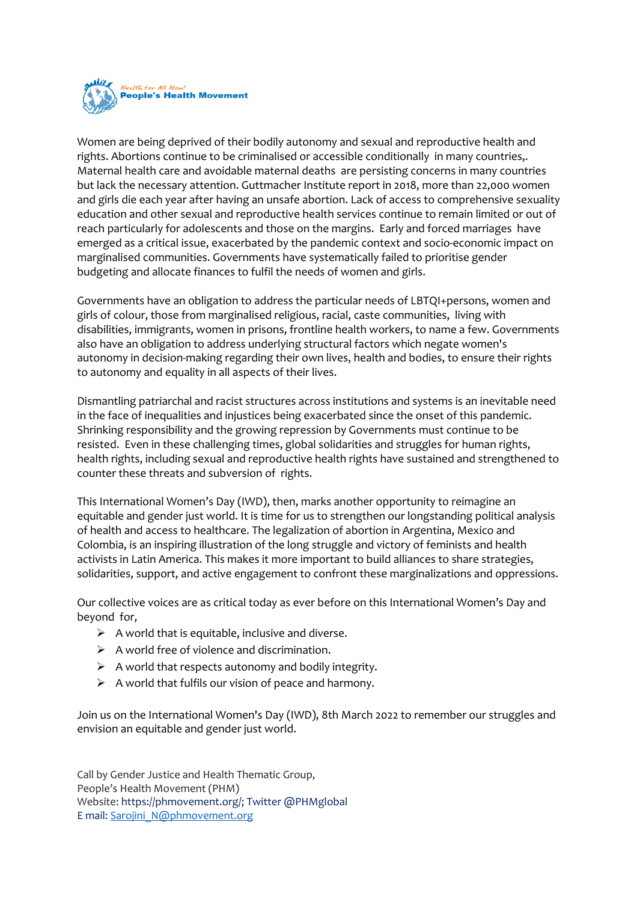Health for All Now!
People's Health Movement

Women are being deprived of their bodily autonomy and sexual and reproductive health and rights. Abortions continue to be criminalised or accessible conditionally in many countries,. Maternal health care and avoidable maternal deaths are persisting concerns in many countries but lack the necessary attention. Guttmacher Institute report in 2018, more than 22,000 women and girls die each year after having an unsafe abortion. Lack of access to comprehensive sexuality education and other sexual and reproductive health services continue to remain limited or out of reach particularly for adolescents and those on the margins. Early and forced marriages have emerged as a critical issue, exacerbated by the pandemic context and socio-economic impact on marginalised communities. Governments have systematically failed to prioritise gender budgeting and allocate finances to fulfil the needs of women and girls.

Governments have an obligation to address the particular needs of LBTQI+persons, women and girls of colour, those from marginalised religious, racial, caste communities, living with disabilities, immigrants, women in prisons, frontline health workers, to name a few. Governments also have an obligation to address underlying structural factors which negate women's autonomy in decision-making regarding their own lives, health and bodies, to ensure their rights to autonomy and equality in all aspects of their lives.

Dismantling patriarchal and racist structures across institutions and systems is an inevitable need in the face of inequalities and injustices being exacerbated since the onset of this pandemic. Shrinking responsibility and the growing repression by Governments must continue to be resisted. Even in these challenging times, global solidarities and struggles for human rights, health rights, including sexual and reproductive health rights have sustained and strengthened to counter these threats and subversion of rights.

This International Women's Day (IWD), then, marks another opportunity to reimagine an equitable and gender just world. It is time for us to strengthen our longstanding political analysis of health and access to healthcare. The legalization of abortion in Argentina, Mexico and Colombia, is an inspiring illustration of the long struggle and victory of feminists and health activists in Latin America. This makes it more important to build alliances to share strategies, solidarities, support, and active engagement to confront these marginalizations and oppressions.

Our collective voices are as critical today as ever before on this International Women's Day and beyond for,

- A world that is equitable, inclusive and diverse.
- A world free of violence and discrimination.
- A world that respects autonomy and bodily integrity.
- A world that fulfils our vision of peace and harmony.

Join us on the International Women's Day (IWD), 8th March 2022 to remember our struggles and envision an equitable and gender just world.

Call by Gender Justice and Health Thematic Group,
People's Health Movement (PHM)
Website: https://phmovement.org/; Twitter @PHMglobal
E mail: Sarojini_N@phmovement.org